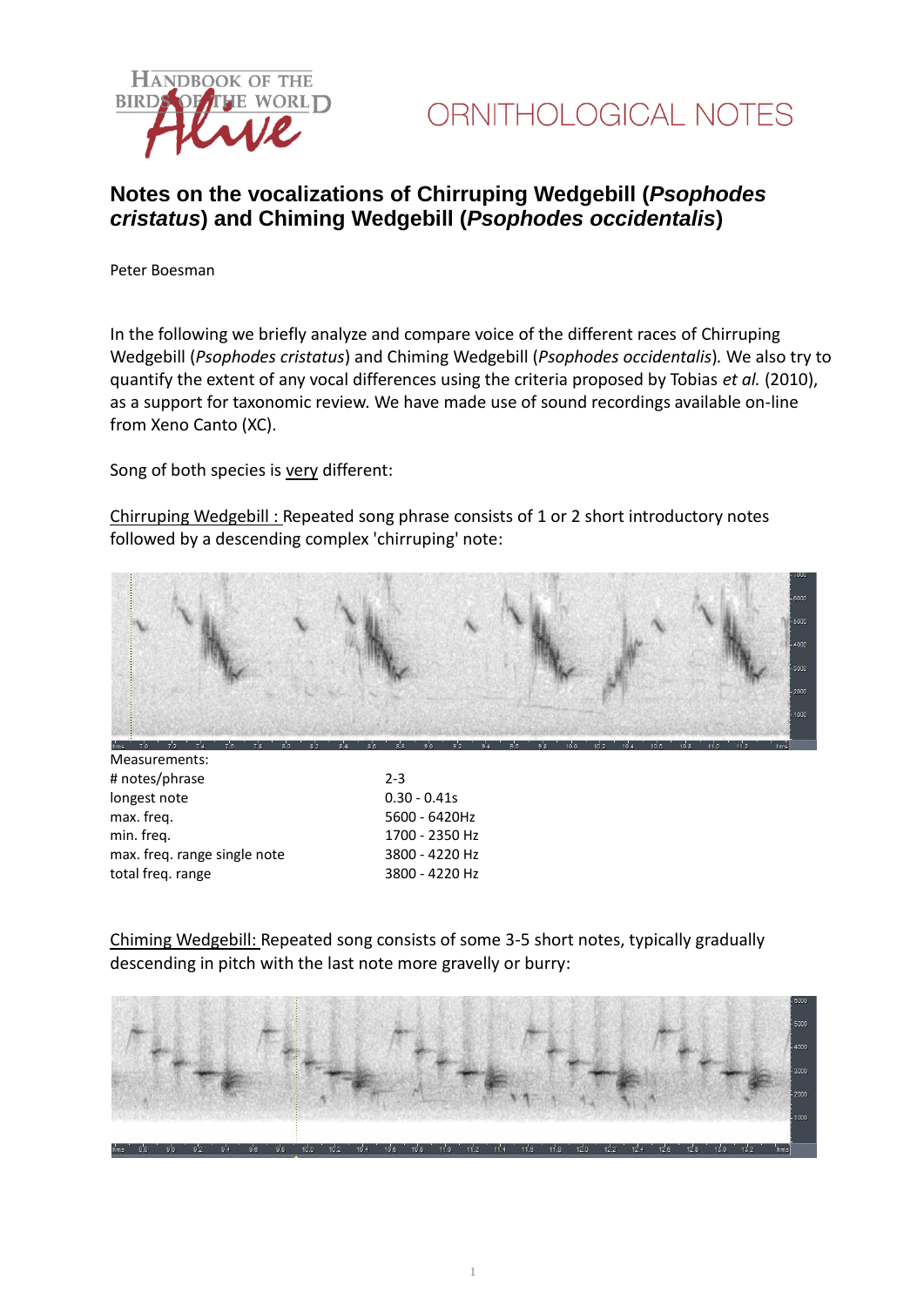ORNITHOLOGICAL NOTES

# Notes on the vocalizations of Chirruping Wedgebill (*Psophodes cristatus*) and Chiming Wedgebill (*Psophodes occidentalis*)

Peter Boesman

In the following we briefly analyze and compare voice of the different races of Chirruping Wedgebill (*Psophodes cristatus*) and Chiming Wedgebill (*Psophodes occidentalis*). We also try to quantify the extent of any vocal differences using the criteria proposed by Tobias *et al.* (2010), as a support for taxonomic review. We have made use of sound recordings available on-line from Xeno Canto (XC).

Song of both species is very different:

Chirruping Wedgebill : Repeated song phrase consists of 1 or 2 short introductory notes followed by a descending complex 'chirruping' note:

Measurements:

| | |
|---|---|
| # notes/phrase | 2-3 |
| longest note | 0.30 - 0.41s |
| max. freq. | 5600 - 6420Hz |
| min. freq. | 1700 - 2350 Hz |
| max. freq. range single note | 3800 - 4220 Hz |
| total freq. range | 3800 - 4220 Hz |

Chiming Wedgebill: Repeated song consists of some 3-5 short notes, typically gradually descending in pitch with the last note more gravelly or burry: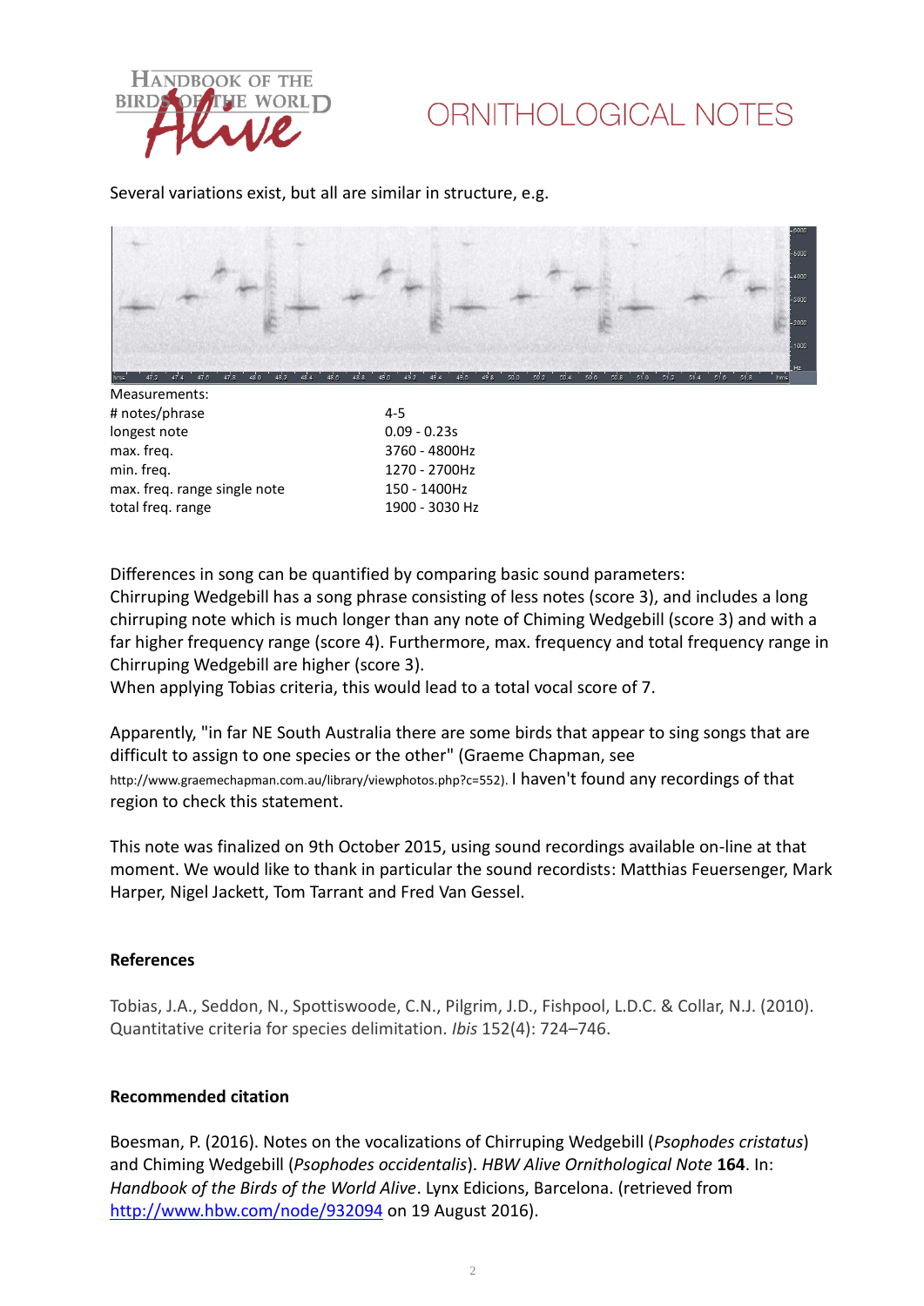Several variations exist, but all are similar in structure, e.g.

Measurements:

| | |
|---|---|
| # notes/phrase | 4-5 |
| longest note | 0.09 - 0.23s |
| max. freq. | 3760 - 4800Hz |
| min. freq. | 1270 - 2700Hz |
| max. freq. range single note | 150 - 1400Hz |
| total freq. range | 1900 - 3030 Hz |

Differences in song can be quantified by comparing basic sound parameters:
Chirruping Wedgebill has a song phrase consisting of less notes (score 3), and includes a long chirruping note which is much longer than any note of Chiming Wedgebill (score 3) and with a far higher frequency range (score 4). Furthermore, max. frequency and total frequency range in Chirruping Wedgebill are higher (score 3).
When applying Tobias criteria, this would lead to a total vocal score of 7.

Apparently, "in far NE South Australia there are some birds that appear to sing songs that are difficult to assign to one species or the other" (Graeme Chapman, see http://www.graemechapman.com.au/library/viewphotos.php?c=552). I haven't found any recordings of that region to check this statement.

This note was finalized on 9th October 2015, using sound recordings available on-line at that moment. We would like to thank in particular the sound recordists: Matthias Feuersenger, Mark Harper, Nigel Jackett, Tom Tarrant and Fred Van Gessel.

## References

Tobias, J.A., Seddon, N., Spottiswoode, C.N., Pilgrim, J.D., Fishpool, L.D.C. & Collar, N.J. (2010). Quantitative criteria for species delimitation. *Ibis* 152(4): 724–746.

## Recommended citation

Boesman, P. (2016). Notes on the vocalizations of Chirruping Wedgebill (*Psophodes cristatus*) and Chiming Wedgebill (*Psophodes occidentalis*). *HBW Alive Ornithological Note* **164**. In: *Handbook of the Birds of the World Alive*. Lynx Edicions, Barcelona. (retrieved from http://www.hbw.com/node/932094 on 19 August 2016).